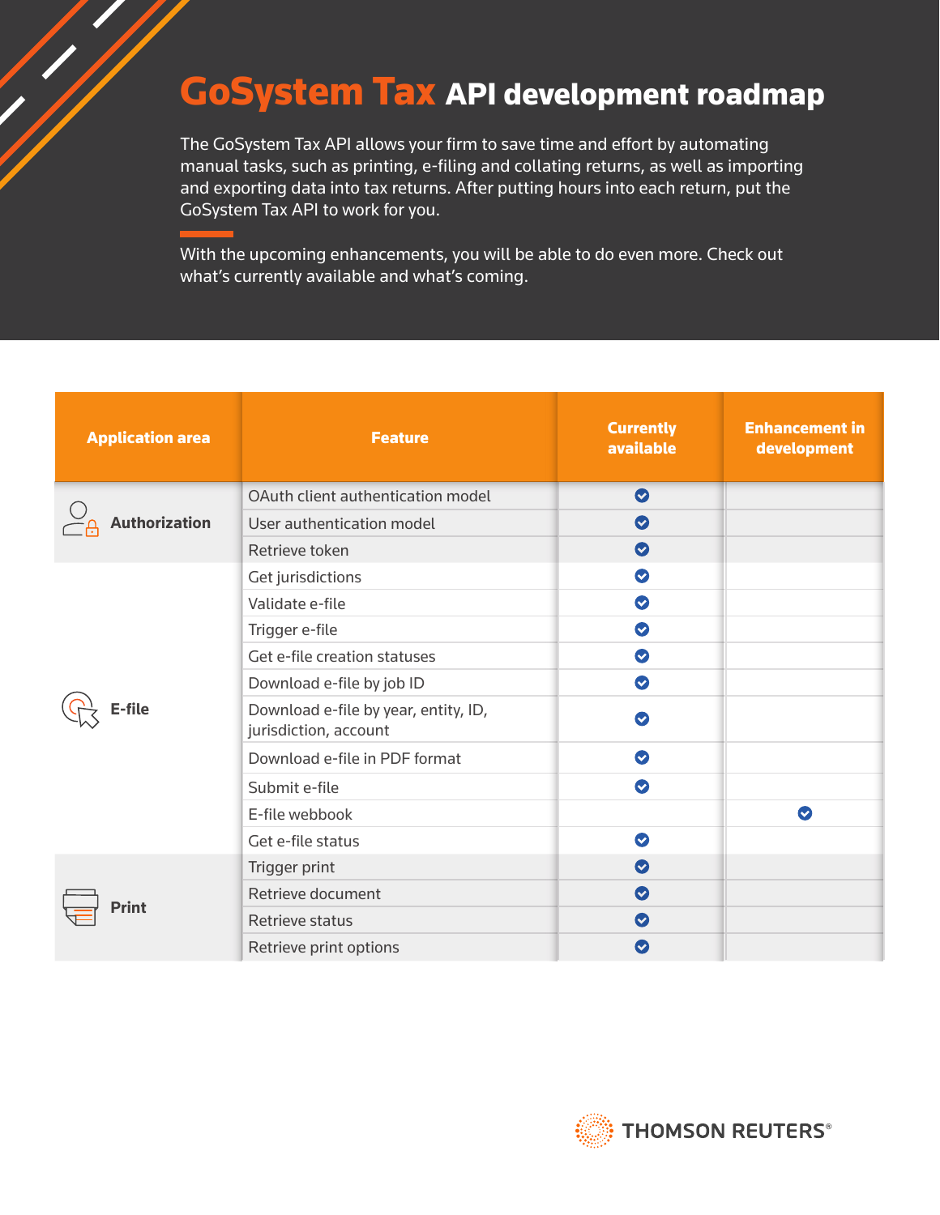# GoSystem Tax API development roadmap

The GoSystem Tax API allows your firm to save time and effort by automating manual tasks, such as printing, e-filing and collating returns, as well as importing and exporting data into tax returns. After putting hours into each return, put the GoSystem Tax API to work for you.

With the upcoming enhancements, you will be able to do even more. Check out what's currently available and what's coming.

| Application area | Feature | Currently available | Enhancement in development |
|---|---|---|---|
| Authorization | OAuth client authentication model | ✓ | |
| | User authentication model | ✓ | |
| | Retrieve token | ✓ | |
| E-file | Get jurisdictions | ✓ | |
| | Validate e-file | ✓ | |
| | Trigger e-file | ✓ | |
| | Get e-file creation statuses | ✓ | |
| | Download e-file by job ID | ✓ | |
| | Download e-file by year, entity, ID, jurisdiction, account | ✓ | |
| | Download e-file in PDF format | ✓ | |
| | Submit e-file | ✓ | |
| | E-file webbook | | ✓ |
| | Get e-file status | ✓ | |
| Print | Trigger print | ✓ | |
| | Retrieve document | ✓ | |
| | Retrieve status | ✓ | |
| | Retrieve print options | ✓ | |

THOMSON REUTERS®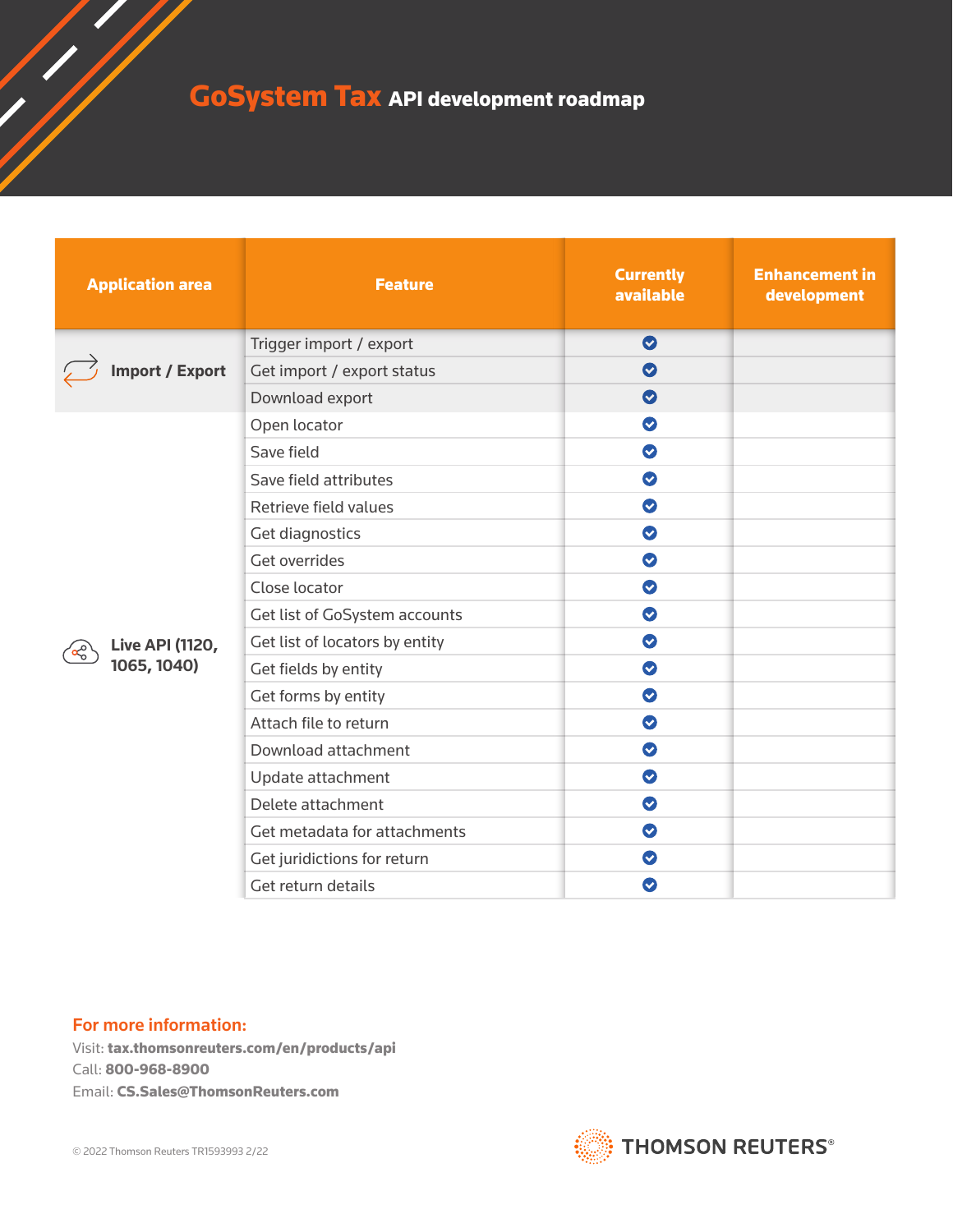# GoSystem Tax API development roadmap

| Application area | Feature | Currently available | Enhancement in development |
|---|---|---|---|
| Import / Export | Trigger import / export | ✓ | |
| | Get import / export status | ✓ | |
| | Download export | ✓ | |
| Live API (1120, 1065, 1040) | Open locator | ✓ | |
| | Save field | ✓ | |
| | Save field attributes | ✓ | |
| | Retrieve field values | ✓ | |
| | Get diagnostics | ✓ | |
| | Get overrides | ✓ | |
| | Close locator | ✓ | |
| | Get list of GoSystem accounts | ✓ | |
| | Get list of locators by entity | ✓ | |
| | Get fields by entity | ✓ | |
| | Get forms by entity | ✓ | |
| | Attach file to return | ✓ | |
| | Download attachment | ✓ | |
| | Update attachment | ✓ | |
| | Delete attachment | ✓ | |
| | Get metadata for attachments | ✓ | |
| | Get juridictions for return | ✓ | |
| | Get return details | ✓ | |

**For more information:**

Visit: **tax.thomsonreuters.com/en/products/api**
Call: **800-968-8900**
Email: **CS.Sales@ThomsonReuters.com**

© 2022 Thomson Reuters TR1593993 2/22

THOMSON REUTERS®